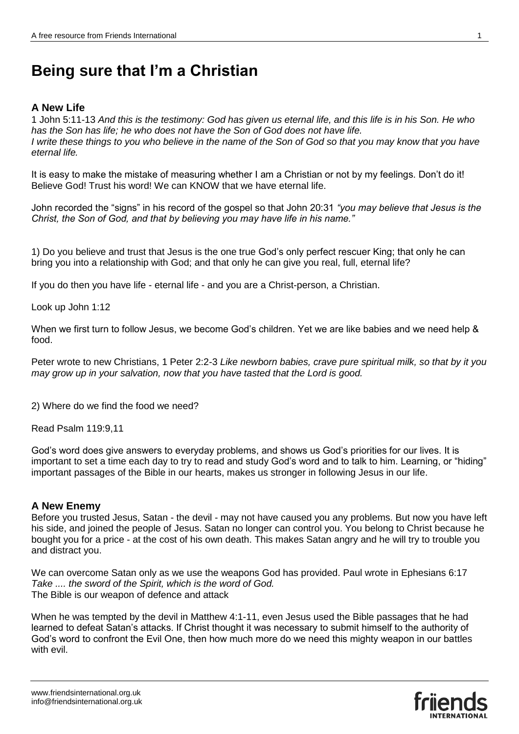# Being sure that I'm a Christian

## A New Life

1 John 5:11-13 *And this is the testimony: God has given us eternal life, and this life is in his Son. He who has the Son has life; he who does not have the Son of God does not have life.*
*I write these things to you who believe in the name of the Son of God so that you may know that you have eternal life.*

It is easy to make the mistake of measuring whether I am a Christian or not by my feelings. Don't do it! Believe God! Trust his word! We can KNOW that we have eternal life.

John recorded the "signs" in his record of the gospel so that John 20:31 *"you may believe that Jesus is the Christ, the Son of God, and that by believing you may have life in his name."*

1) Do you believe and trust that Jesus is the one true God's only perfect rescuer King; that only he can bring you into a relationship with God; and that only he can give you real, full, eternal life?

If you do then you have life - eternal life - and you are a Christ-person, a Christian.

Look up John 1:12

When we first turn to follow Jesus, we become God's children. Yet we are like babies and we need help & food.

Peter wrote to new Christians, 1 Peter 2:2-3 *Like newborn babies, crave pure spiritual milk, so that by it you may grow up in your salvation, now that you have tasted that the Lord is good.*

2) Where do we find the food we need?

Read Psalm 119:9,11

God's word does give answers to everyday problems, and shows us God's priorities for our lives. It is important to set a time each day to try to read and study God's word and to talk to him. Learning, or "hiding" important passages of the Bible in our hearts, makes us stronger in following Jesus in our life.

## A New Enemy

Before you trusted Jesus, Satan - the devil - may not have caused you any problems. But now you have left his side, and joined the people of Jesus. Satan no longer can control you. You belong to Christ because he bought you for a price - at the cost of his own death. This makes Satan angry and he will try to trouble you and distract you.

We can overcome Satan only as we use the weapons God has provided. Paul wrote in Ephesians 6:17
*Take .... the sword of the Spirit, which is the word of God.*
The Bible is our weapon of defence and attack

When he was tempted by the devil in Matthew 4:1-11, even Jesus used the Bible passages that he had learned to defeat Satan's attacks. If Christ thought it was necessary to submit himself to the authority of God's word to confront the Evil One, then how much more do we need this mighty weapon in our battles with evil.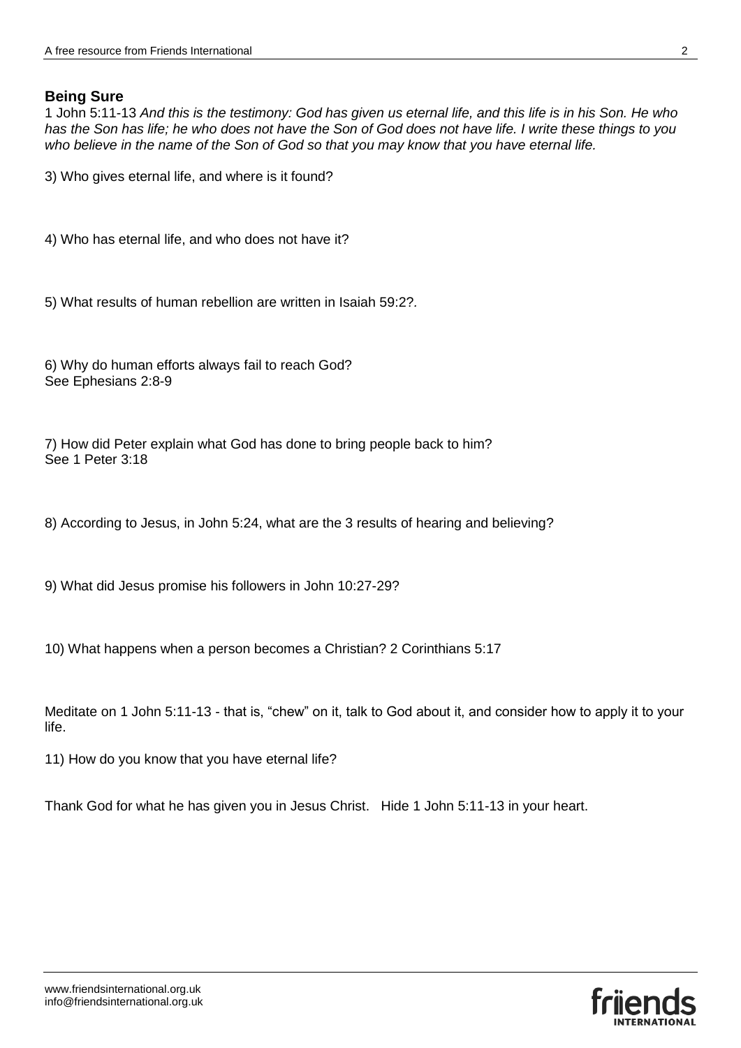## Being Sure

1 John 5:11-13 *And this is the testimony: God has given us eternal life, and this life is in his Son. He who has the Son has life; he who does not have the Son of God does not have life. I write these things to you who believe in the name of the Son of God so that you may know that you have eternal life.*

3) Who gives eternal life, and where is it found?

4) Who has eternal life, and who does not have it?

5) What results of human rebellion are written in Isaiah 59:2?.

6) Why do human efforts always fail to reach God?
See Ephesians 2:8-9

7) How did Peter explain what God has done to bring people back to him?
See 1 Peter 3:18

8) According to Jesus, in John 5:24, what are the 3 results of hearing and believing?

9) What did Jesus promise his followers in John 10:27-29?

10) What happens when a person becomes a Christian? 2 Corinthians 5:17

Meditate on 1 John 5:11-13 - that is, "chew" on it, talk to God about it, and consider how to apply it to your life.

11) How do you know that you have eternal life?

Thank God for what he has given you in Jesus Christ. Hide 1 John 5:11-13 in your heart.

www.friendsinternational.org.uk
info@friendsinternational.org.uk